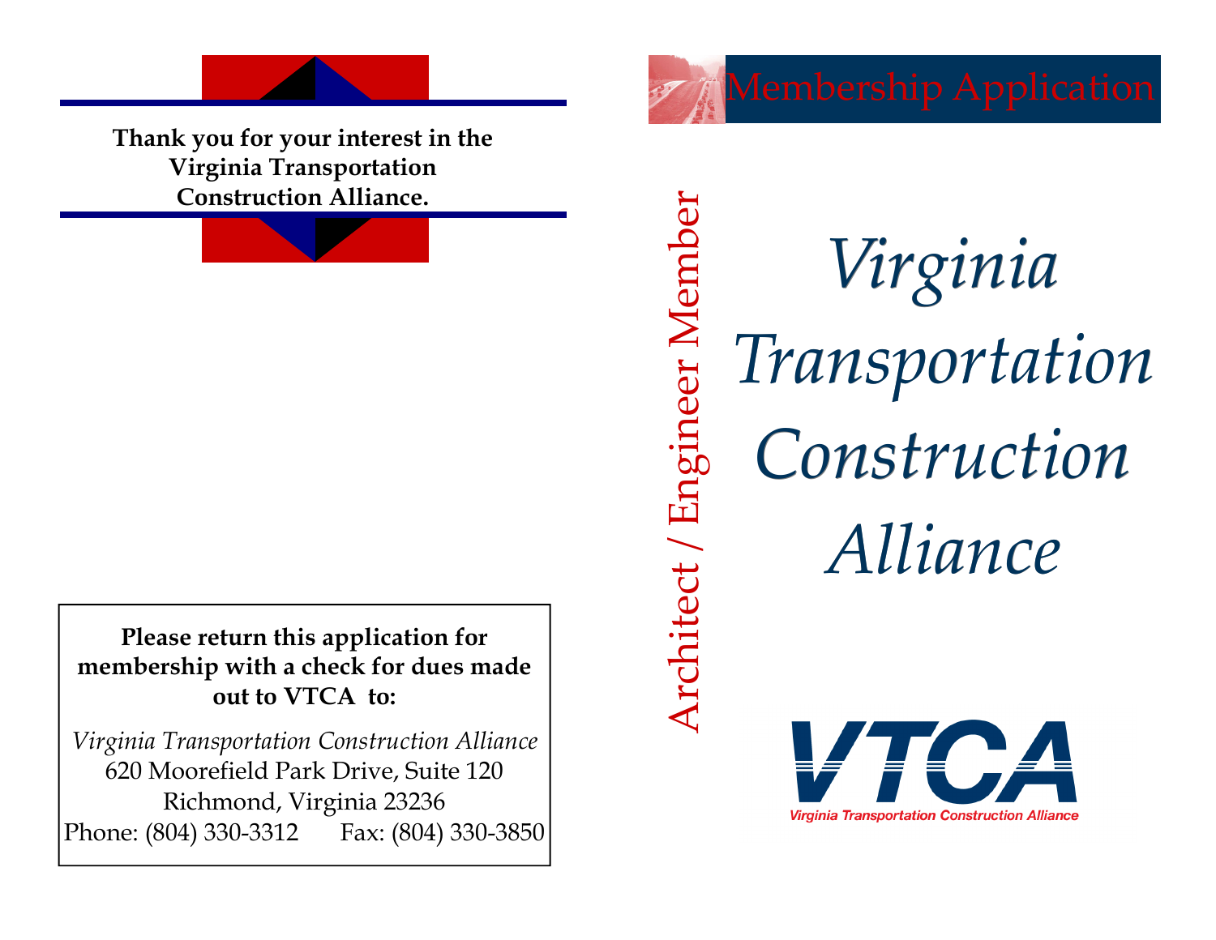**Thank you for your interest in the Virginia Transportation Construction Alliance.**

**Please return this application for membership with a check for dues made out to VTCA to:**

*Virginia Transportation Construction Alliance*
620 Moorefield Park Drive, Suite 120
Richmond, Virginia 23236
Phone: (804) 330-3312 Fax: (804) 330-3850

# Membership Application

## Architect / Engineer Member

# *Virginia Transportation Construction Alliance*

VTCA

Virginia Transportation Construction Alliance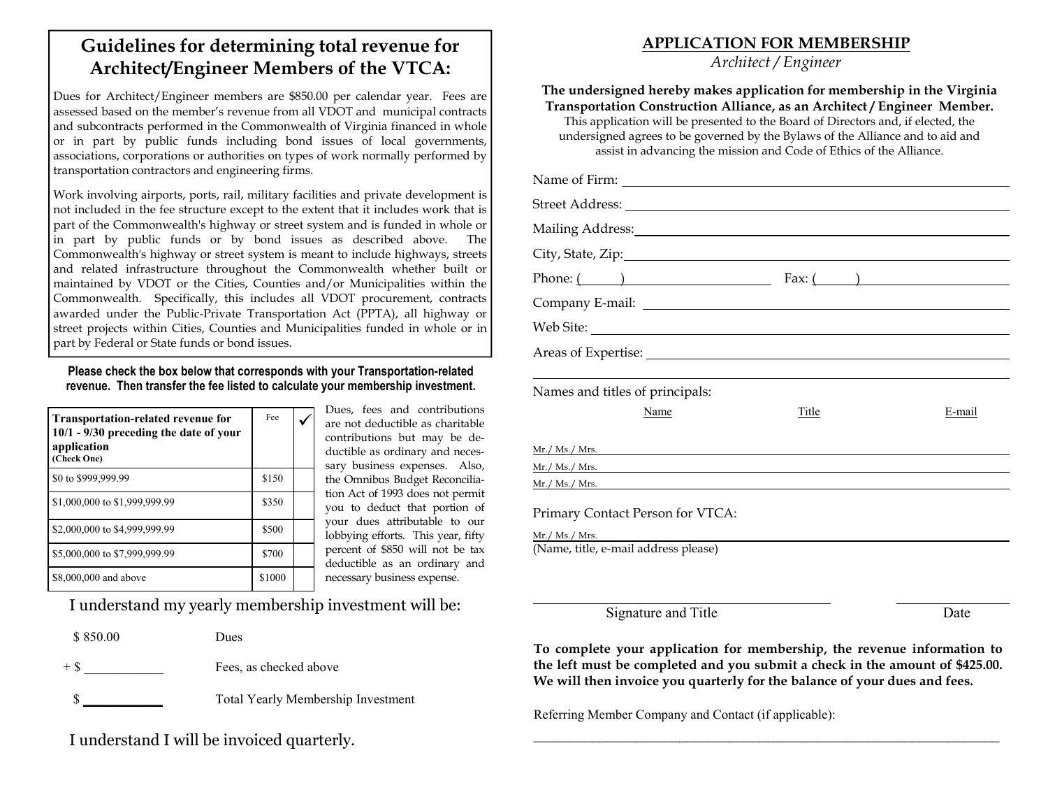# Guidelines for determining total revenue for Architect/Engineer Members of the VTCA:

Dues for Architect/Engineer members are $850.00 per calendar year. Fees are assessed based on the member's revenue from all VDOT and municipal contracts and subcontracts performed in the Commonwealth of Virginia financed in whole or in part by public funds including bond issues of local governments, associations, corporations or authorities on types of work normally performed by transportation contractors and engineering firms.

Work involving airports, ports, rail, military facilities and private development is not included in the fee structure except to the extent that it includes work that is part of the Commonwealth's highway or street system and is funded in whole or in part by public funds or by bond issues as described above. The Commonwealth's highway or street system is meant to include highways, streets and related infrastructure throughout the Commonwealth whether built or maintained by VDOT or the Cities, Counties and/or Municipalities within the Commonwealth. Specifically, this includes all VDOT procurement, contracts awarded under the Public-Private Transportation Act (PPTA), all highway or street projects within Cities, Counties and Municipalities funded in whole or in part by Federal or State funds or bond issues.

**Please check the box below that corresponds with your Transportation-related revenue. Then transfer the fee listed to calculate your membership investment.**

| **Transportation-related revenue for 10/1 - 9/30 preceding the date of your application** (Check One) | Fee | ✓ |
|---|---|---|
| $0 to $999,999.99 | $150 | |
| $1,000,000 to $1,999,999.99 | $350 | |
| $2,000,000 to $4,999,999.99 | $500 | |
| $5,000,000 to $7,999,999.99 | $700 | |
| $8,000,000 and above | $1000 | |

Dues, fees and contributions are not deductible as charitable contributions but may be deductible as ordinary and necessary business expenses. Also, the Omnibus Budget Reconciliation Act of 1993 does not permit you to deduct that portion of your dues attributable to our lobbying efforts. This year, fifty percent of $850 will not be tax deductible as an ordinary and necessary business expense.

I understand my yearly membership investment will be:

$ 850.00 Dues

+ $ ____________ Fees, as checked above

$ ____________ Total Yearly Membership Investment

I understand I will be invoiced quarterly.

## APPLICATION FOR MEMBERSHIP

*Architect / Engineer*

**The undersigned hereby makes application for membership in the Virginia Transportation Construction Alliance, as an Architect / Engineer Member.**

This application will be presented to the Board of Directors and, if elected, the undersigned agrees to be governed by the Bylaws of the Alliance and to aid and assist in advancing the mission and Code of Ethics of the Alliance.

Name of Firm: ____________________

Street Address: ____________________

Mailing Address: ____________________

City, State, Zip: ____________________

Phone: (      ) ____________________ Fax: (      ) ____________________

Company E-mail: ____________________

Web Site: ____________________

Areas of Expertise: ____________________

____________________

Names and titles of principals:

| Name | Title | E-mail |
|---|---|---|
| Mr./ Ms./ Mrs. | | |
| Mr./ Ms./ Mrs. | | |
| Mr./ Ms./ Mrs. | | |

Primary Contact Person for VTCA:

Mr./ Ms./ Mrs. ____________________

(Name, title, e-mail address please)

____________________ Signature and Title ____________________ Date

**To complete your application for membership, the revenue information to the left must be completed and you submit a check in the amount of $425.00. We will then invoice you quarterly for the balance of your dues and fees.**

Referring Member Company and Contact (if applicable):

____________________